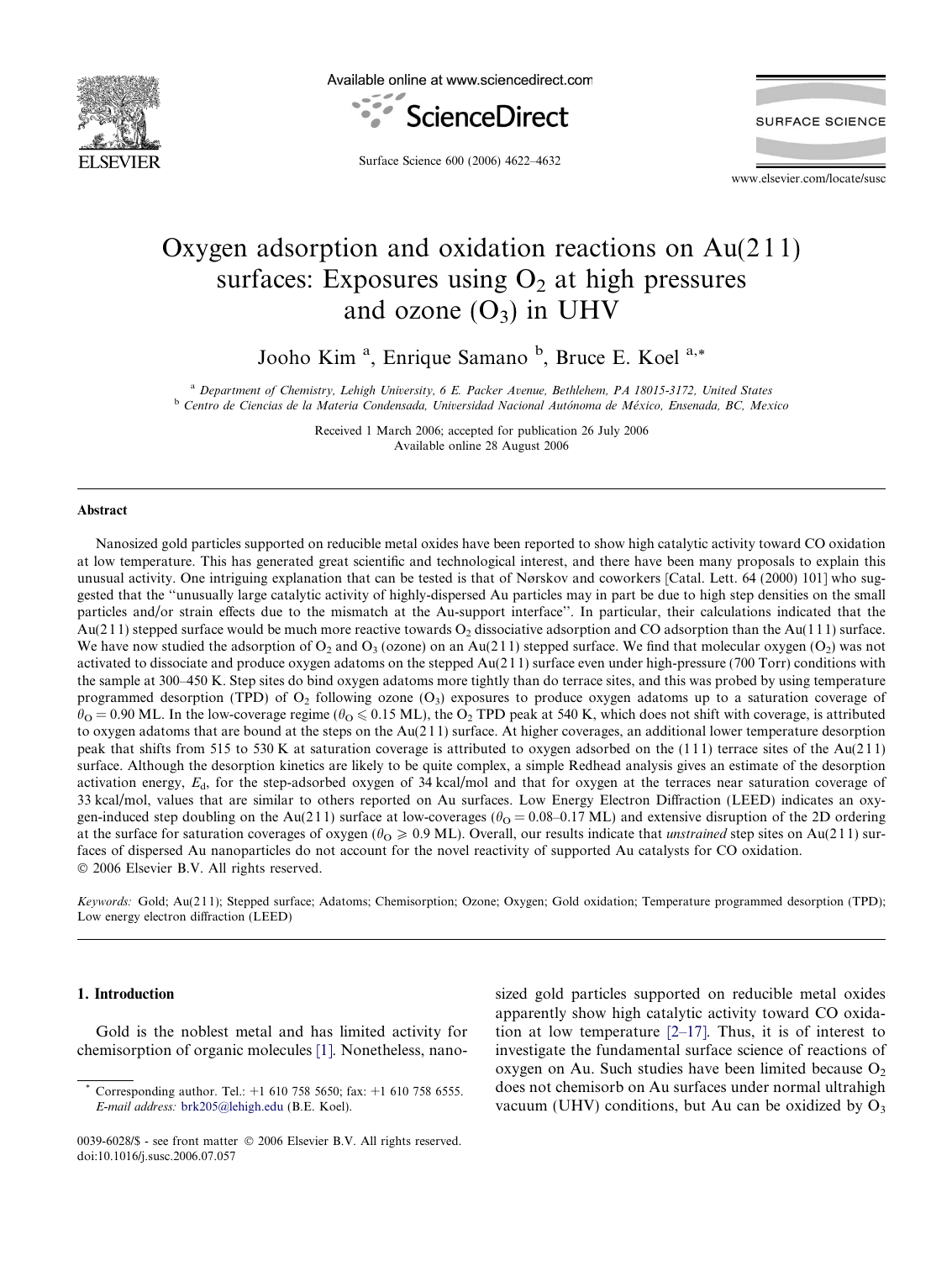# Oxygen adsorption and oxidation reactions on Au(211) surfaces: Exposures using $O_2$ at high pressures and ozone ($O_3$) in UHV

Jooho Kim [a], Enrique Samano [b], Bruce E. Koel [a,*]

[a] Department of Chemistry, Lehigh University, 6 E. Packer Avenue, Bethlehem, PA 18015-3172, United States
[b] Centro de Ciencias de la Materia Condensada, Universidad Nacional Autónoma de México, Ensenada, BC, Mexico

Received 1 March 2006; accepted for publication 26 July 2006
Available online 28 August 2006

## Abstract

Nanosized gold particles supported on reducible metal oxides have been reported to show high catalytic activity toward CO oxidation at low temperature. This has generated great scientific and technological interest, and there have been many proposals to explain this unusual activity. One intriguing explanation that can be tested is that of Nørskov and coworkers [Catal. Lett. 64 (2000) 101] who suggested that the "unusually large catalytic activity of highly-dispersed Au particles may in part be due to high step densities on the small particles and/or strain effects due to the mismatch at the Au-support interface". In particular, their calculations indicated that the Au(211) stepped surface would be much more reactive towards $O_2$ dissociative adsorption and CO adsorption than the Au(111) surface. We have now studied the adsorption of $O_2$ and $O_3$ (ozone) on an Au(211) stepped surface. We find that molecular oxygen ($O_2$) was not activated to dissociate and produce oxygen adatoms on the stepped Au(211) surface even under high-pressure (700 Torr) conditions with the sample at 300–450 K. Step sites do bind oxygen adatoms more tightly than do terrace sites, and this was probed by using temperature programmed desorption (TPD) of $O_2$ following ozone ($O_3$) exposures to produce oxygen adatoms up to a saturation coverage of $\theta_O = 0.90$ ML. In the low-coverage regime ($\theta_O \leqslant 0.15$ ML), the $O_2$ TPD peak at 540 K, which does not shift with coverage, is attributed to oxygen adatoms that are bound at the steps on the Au(211) surface. At higher coverages, an additional lower temperature desorption peak that shifts from 515 to 530 K at saturation coverage is attributed to oxygen adsorbed on the (111) terrace sites of the Au(211) surface. Although the desorption kinetics are likely to be quite complex, a simple Redhead analysis gives an estimate of the desorption activation energy, $E_d$, for the step-adsorbed oxygen of 34 kcal/mol and that for oxygen at the terraces near saturation coverage of 33 kcal/mol, values that are similar to others reported on Au surfaces. Low Energy Electron Diffraction (LEED) indicates an oxygen-induced step doubling on the Au(211) surface at low-coverages ($\theta_O = 0.08$–$0.17$ ML) and extensive disruption of the 2D ordering at the surface for saturation coverages of oxygen ($\theta_O \geqslant 0.9$ ML). Overall, our results indicate that *unstrained* step sites on Au(211) surfaces of dispersed Au nanoparticles do not account for the novel reactivity of supported Au catalysts for CO oxidation.
© 2006 Elsevier B.V. All rights reserved.

*Keywords:* Gold; Au(211); Stepped surface; Adatoms; Chemisorption; Ozone; Oxygen; Gold oxidation; Temperature programmed desorption (TPD); Low energy electron diffraction (LEED)

## 1. Introduction

Gold is the noblest metal and has limited activity for chemisorption of organic molecules [1]. Nonetheless, nanosized gold particles supported on reducible metal oxides apparently show high catalytic activity toward CO oxidation at low temperature [2–17]. Thus, it is of interest to investigate the fundamental surface science of reactions of oxygen on Au. Such studies have been limited because $O_2$ does not chemisorb on Au surfaces under normal ultrahigh vacuum (UHV) conditions, but Au can be oxidized by $O_3$

* Corresponding author. Tel.: +1 610 758 5650; fax: +1 610 758 6555. E-mail address: brk205@lehigh.edu (B.E. Koel).

0039-6028/$ - see front matter © 2006 Elsevier B.V. All rights reserved.
doi:10.1016/j.susc.2006.07.057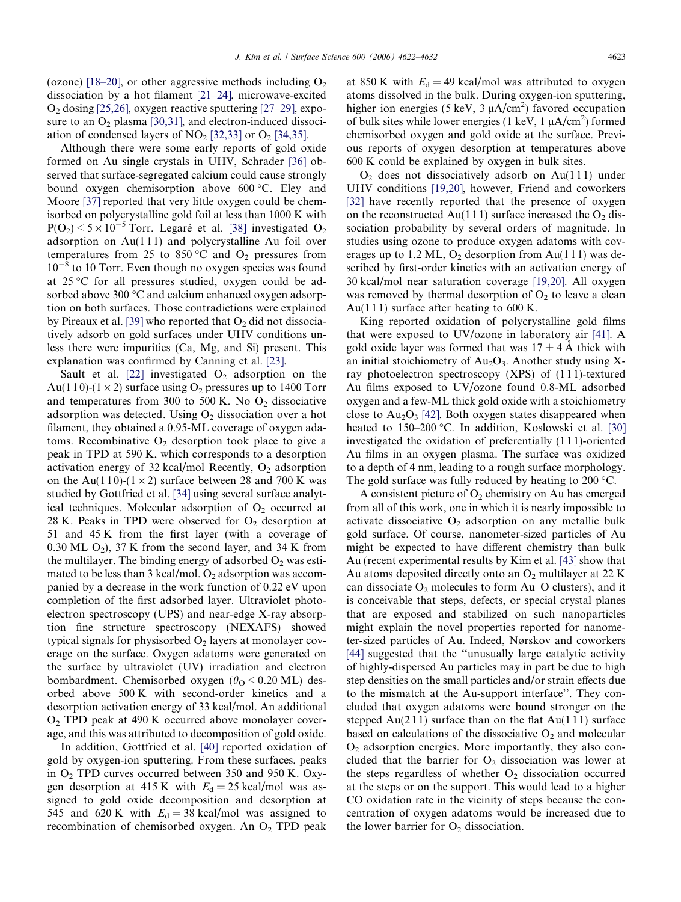(ozone) [18–20], or other aggressive methods including $O_2$ dissociation by a hot filament [21–24], microwave-excited $O_2$ dosing [25,26], oxygen reactive sputtering [27–29], exposure to an $O_2$ plasma [30,31], and electron-induced dissociation of condensed layers of $NO_2$ [32,33] or $O_2$ [34,35].

Although there were some early reports of gold oxide formed on Au single crystals in UHV, Schrader [36] observed that surface-segregated calcium could cause strongly bound oxygen chemisorption above 600 °C. Eley and Moore [37] reported that very little oxygen could be chemisorbed on polycrystalline gold foil at less than 1000 K with $P(O_2) < 5 \times 10^{-5}$ Torr. Legaré et al. [38] investigated $O_2$ adsorption on Au(111) and polycrystalline Au foil over temperatures from 25 to 850 °C and $O_2$ pressures from $10^{-8}$ to 10 Torr. Even though no oxygen species was found at 25 °C for all pressures studied, oxygen could be adsorbed above 300 °C and calcium enhanced oxygen adsorption on both surfaces. Those contradictions were explained by Pireaux et al. [39] who reported that $O_2$ did not dissociatively adsorb on gold surfaces under UHV conditions unless there were impurities (Ca, Mg, and Si) present. This explanation was confirmed by Canning et al. [23].

Sault et al. [22] investigated $O_2$ adsorption on the Au(110)-(1 × 2) surface using $O_2$ pressures up to 1400 Torr and temperatures from 300 to 500 K. No $O_2$ dissociative adsorption was detected. Using $O_2$ dissociation over a hot filament, they obtained a 0.95-ML coverage of oxygen adatoms. Recombinative $O_2$ desorption took place to give a peak in TPD at 590 K, which corresponds to a desorption activation energy of 32 kcal/mol Recently, $O_2$ adsorption on the Au(110)-(1 × 2) surface between 28 and 700 K was studied by Gottfried et al. [34] using several surface analytical techniques. Molecular adsorption of $O_2$ occurred at 28 K. Peaks in TPD were observed for $O_2$ desorption at 51 and 45 K from the first layer (with a coverage of 0.30 ML $O_2$), 37 K from the second layer, and 34 K from the multilayer. The binding energy of adsorbed $O_2$ was estimated to be less than 3 kcal/mol. $O_2$ adsorption was accompanied by a decrease in the work function of 0.22 eV upon completion of the first adsorbed layer. Ultraviolet photoelectron spectroscopy (UPS) and near-edge X-ray absorption fine structure spectroscopy (NEXAFS) showed typical signals for physisorbed $O_2$ layers at monolayer coverage on the surface. Oxygen adatoms were generated on the surface by ultraviolet (UV) irradiation and electron bombardment. Chemisorbed oxygen ($\theta_O < 0.20$ ML) desorbed above 500 K with second-order kinetics and a desorption activation energy of 33 kcal/mol. An additional $O_2$ TPD peak at 490 K occurred above monolayer coverage, and this was attributed to decomposition of gold oxide.

In addition, Gottfried et al. [40] reported oxidation of gold by oxygen-ion sputtering. From these surfaces, peaks in $O_2$ TPD curves occurred between 350 and 950 K. Oxygen desorption at 415 K with $E_d = 25$ kcal/mol was assigned to gold oxide decomposition and desorption at 545 and 620 K with $E_d = 38$ kcal/mol was assigned to recombination of chemisorbed oxygen. An $O_2$ TPD peak at 850 K with $E_d = 49$ kcal/mol was attributed to oxygen atoms dissolved in the bulk. During oxygen-ion sputtering, higher ion energies (5 keV, 3 μA/cm$^2$) favored occupation of bulk sites while lower energies (1 keV, 1 μA/cm$^2$) formed chemisorbed oxygen and gold oxide at the surface. Previous reports of oxygen desorption at temperatures above 600 K could be explained by oxygen in bulk sites.

$O_2$ does not dissociatively adsorb on Au(111) under UHV conditions [19,20], however, Friend and coworkers [32] have recently reported that the presence of oxygen on the reconstructed Au(111) surface increased the $O_2$ dissociation probability by several orders of magnitude. In studies using ozone to produce oxygen adatoms with coverages up to 1.2 ML, $O_2$ desorption from Au(111) was described by first-order kinetics with an activation energy of 30 kcal/mol near saturation coverage [19,20]. All oxygen was removed by thermal desorption of $O_2$ to leave a clean Au(111) surface after heating to 600 K.

King reported oxidation of polycrystalline gold films that were exposed to UV/ozone in laboratory air [41]. A gold oxide layer was formed that was 17 ± 4 Å thick with an initial stoichiometry of $Au_2O_3$. Another study using X-ray photoelectron spectroscopy (XPS) of (111)-textured Au films exposed to UV/ozone found 0.8-ML adsorbed oxygen and a few-ML thick gold oxide with a stoichiometry close to $Au_2O_3$ [42]. Both oxygen states disappeared when heated to 150–200 °C. In addition, Koslowski et al. [30] investigated the oxidation of preferentially (111)-oriented Au films in an oxygen plasma. The surface was oxidized to a depth of 4 nm, leading to a rough surface morphology. The gold surface was fully reduced by heating to 200 °C.

A consistent picture of $O_2$ chemistry on Au has emerged from all of this work, one in which it is nearly impossible to activate dissociative $O_2$ adsorption on any metallic bulk gold surface. Of course, nanometer-sized particles of Au might be expected to have different chemistry than bulk Au (recent experimental results by Kim et al. [43] show that Au atoms deposited directly onto an $O_2$ multilayer at 22 K can dissociate $O_2$ molecules to form Au–O clusters), and it is conceivable that steps, defects, or special crystal planes that are exposed and stabilized on such nanoparticles might explain the novel properties reported for nanometer-sized particles of Au. Indeed, Nørskov and coworkers [44] suggested that the "unusually large catalytic activity of highly-dispersed Au particles may in part be due to high step densities on the small particles and/or strain effects due to the mismatch at the Au-support interface". They concluded that oxygen adatoms were bound stronger on the stepped Au(211) surface than on the flat Au(111) surface based on calculations of the dissociative $O_2$ and molecular $O_2$ adsorption energies. More importantly, they also concluded that the barrier for $O_2$ dissociation was lower at the steps regardless of whether $O_2$ dissociation occurred at the steps or on the support. This would lead to a higher CO oxidation rate in the vicinity of steps because the concentration of oxygen adatoms would be increased due to the lower barrier for $O_2$ dissociation.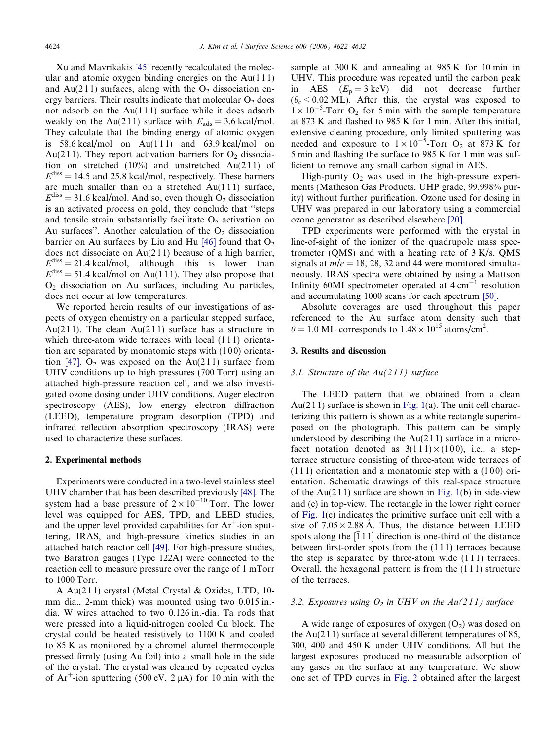Xu and Mavrikakis [45] recently recalculated the molecular and atomic oxygen binding energies on the Au(111) and Au(211) surfaces, along with the $O_2$ dissociation energy barriers. Their results indicate that molecular $O_2$ does not adsorb on the Au(111) surface while it does adsorb weakly on the Au(211) surface with $E_{ads} = 3.6$ kcal/mol. They calculate that the binding energy of atomic oxygen is 58.6 kcal/mol on Au(111) and 63.9 kcal/mol on Au(211). They report activation barriers for $O_2$ dissociation on stretched (10%) and unstretched Au(211) of $E^{diss} = 14.5$ and 25.8 kcal/mol, respectively. These barriers are much smaller than on a stretched Au(111) surface, $E^{diss} = 31.6$ kcal/mol. And so, even though $O_2$ dissociation is an activated process on gold, they conclude that "steps and tensile strain substantially facilitate $O_2$ activation on Au surfaces". Another calculation of the $O_2$ dissociation barrier on Au surfaces by Liu and Hu [46] found that $O_2$ does not dissociate on Au(211) because of a high barrier, $E^{diss} = 21.4$ kcal/mol, although this is lower than $E^{diss} = 51.4$ kcal/mol on Au(111). They also propose that $O_2$ dissociation on Au surfaces, including Au particles, does not occur at low temperatures.

We reported herein results of our investigations of aspects of oxygen chemistry on a particular stepped surface, Au(211). The clean Au(211) surface has a structure in which three-atom wide terraces with local (111) orientation are separated by monatomic steps with (100) orientation [47]. $O_2$ was exposed on the Au(211) surface from UHV conditions up to high pressures (700 Torr) using an attached high-pressure reaction cell, and we also investigated ozone dosing under UHV conditions. Auger electron spectroscopy (AES), low energy electron diffraction (LEED), temperature program desorption (TPD) and infrared reflection–absorption spectroscopy (IRAS) were used to characterize these surfaces.

## 2. Experimental methods

Experiments were conducted in a two-level stainless steel UHV chamber that has been described previously [48]. The system had a base pressure of $2 \times 10^{-10}$ Torr. The lower level was equipped for AES, TPD, and LEED studies, and the upper level provided capabilities for $Ar^+$-ion sputtering, IRAS, and high-pressure kinetics studies in an attached batch reactor cell [49]. For high-pressure studies, two Baratron gauges (Type 122A) were connected to the reaction cell to measure pressure over the range of 1 mTorr to 1000 Torr.

A Au(211) crystal (Metal Crystal & Oxides, LTD, 10-mm dia., 2-mm thick) was mounted using two 0.015 in.-dia. W wires attached to two 0.126 in.-dia. Ta rods that were pressed into a liquid-nitrogen cooled Cu block. The crystal could be heated resistively to 1100 K and cooled to 85 K as monitored by a chromel–alumel thermocouple pressed firmly (using Au foil) into a small hole in the side of the crystal. The crystal was cleaned by repeated cycles of $Ar^+$-ion sputtering (500 eV, 2 μA) for 10 min with the sample at 300 K and annealing at 985 K for 10 min in UHV. This procedure was repeated until the carbon peak in AES ($E_p = 3$ keV) did not decrease further ($\theta_c < 0.02$ ML). After this, the crystal was exposed to $1 \times 10^{-5}$-Torr $O_2$ for 5 min with the sample temperature at 873 K and flashed to 985 K for 1 min. After this initial, extensive cleaning procedure, only limited sputtering was needed and exposure to $1 \times 10^{-5}$-Torr $O_2$ at 873 K for 5 min and flashing the surface to 985 K for 1 min was sufficient to remove any small carbon signal in AES.

High-purity $O_2$ was used in the high-pressure experiments (Matheson Gas Products, UHP grade, 99.998% purity) without further purification. Ozone used for dosing in UHV was prepared in our laboratory using a commercial ozone generator as described elsewhere [20].

TPD experiments were performed with the crystal in line-of-sight of the ionizer of the quadrupole mass spectrometer (QMS) and with a heating rate of 3 K/s. QMS signals at $m/e = 18$, 28, 32 and 44 were monitored simultaneously. IRAS spectra were obtained by using a Mattson Infinity 60MI spectrometer operated at 4 $cm^{-1}$ resolution and accumulating 1000 scans for each spectrum [50].

Absolute coverages are used throughout this paper referenced to the Au surface atom density such that $\theta = 1.0$ ML corresponds to $1.48 \times 10^{15}$ atoms/$cm^2$.

## 3. Results and discussion

### 3.1. Structure of the Au(211) surface

The LEED pattern that we obtained from a clean Au(211) surface is shown in Fig. 1(a). The unit cell characterizing this pattern is shown as a white rectangle superimposed on the photograph. This pattern can be simply understood by describing the Au(211) surface in a microfacet notation denoted as $3(111) \times (100)$, i.e., a step-terrace structure consisting of three-atom wide terraces of (111) orientation and a monatomic step with a (100) orientation. Schematic drawings of this real-space structure of the Au(211) surface are shown in Fig. 1(b) in side-view and (c) in top-view. The rectangle in the lower right corner of Fig. 1(c) indicates the primitive surface unit cell with a size of $7.05 \times 2.88$ Å. Thus, the distance between LEED spots along the $[\bar{1}11]$ direction is one-third of the distance between first-order spots from the (111) terraces because the step is separated by three-atom wide (111) terraces. Overall, the hexagonal pattern is from the (111) structure of the terraces.

### 3.2. Exposures using $O_2$ in UHV on the Au(211) surface

A wide range of exposures of oxygen ($O_2$) was dosed on the Au(211) surface at several different temperatures of 85, 300, 400 and 450 K under UHV conditions. All but the largest exposures produced no measurable adsorption of any gases on the surface at any temperature. We show one set of TPD curves in Fig. 2 obtained after the largest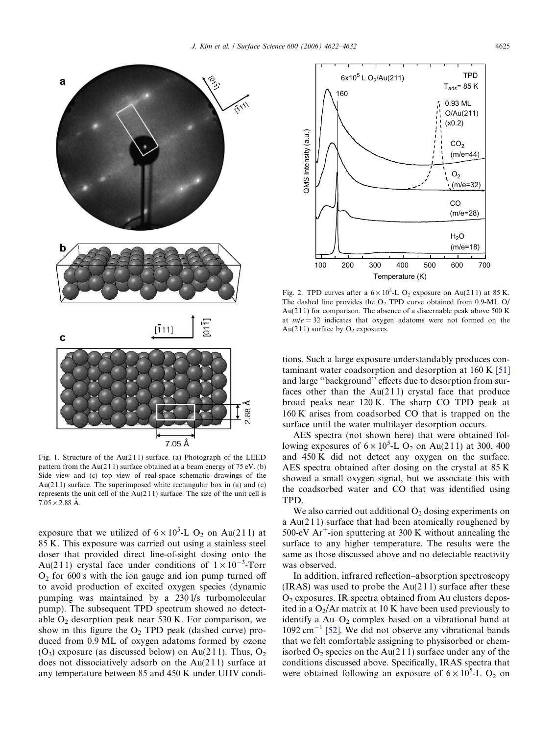Fig. 1. Structure of the Au(211) surface. (a) Photograph of the LEED pattern from the Au(211) surface obtained at a beam energy of 75 eV. (b) Side view and (c) top view of real-space schematic drawings of the Au(211) surface. The superimposed white rectangular box in (a) and (c) represents the unit cell of the Au(211) surface. The size of the unit cell is 7.05 × 2.88 Å.

exposure that we utilized of $6 \times 10^5$-L $O_2$ on Au(211) at 85 K. This exposure was carried out using a stainless steel doser that provided direct line-of-sight dosing onto the Au(211) crystal face under conditions of $1 \times 10^{-3}$-Torr $O_2$ for 600 s with the ion gauge and ion pump turned off to avoid production of excited oxygen species (dynamic pumping was maintained by a 230 l/s turbomolecular pump). The subsequent TPD spectrum showed no detectable $O_2$ desorption peak near 530 K. For comparison, we show in this figure the $O_2$ TPD peak (dashed curve) produced from 0.9 ML of oxygen adatoms formed by ozone ($O_3$) exposure (as discussed below) on Au(211). Thus, $O_2$ does not dissociatively adsorb on the Au(211) surface at any temperature between 85 and 450 K under UHV conditions. Such a large exposure understandably produces contaminant water coadsorption and desorption at 160 K [51] and large "background" effects due to desorption from surfaces other than the Au(211) crystal face that produce broad peaks near 120 K. The sharp CO TPD peak at 160 K arises from coadsorbed CO that is trapped on the surface until the water multilayer desorption occurs.

Fig. 2. TPD curves after a $6 \times 10^5$-L $O_2$ exposure on Au(211) at 85 K. The dashed line provides the $O_2$ TPD curve obtained from 0.9-ML O/Au(211) for comparison. The absence of a discernable peak above 500 K at $m/e = 32$ indicates that oxygen adatoms were not formed on the Au(211) surface by $O_2$ exposures.

AES spectra (not shown here) that were obtained following exposures of $6 \times 10^5$-L $O_2$ on Au(211) at 300, 400 and 450 K did not detect any oxygen on the surface. AES spectra obtained after dosing on the crystal at 85 K showed a small oxygen signal, but we associate this with the coadsorbed water and CO that was identified using TPD.

We also carried out additional $O_2$ dosing experiments on a Au(211) surface that had been atomically roughened by 500-eV $Ar^+$-ion sputtering at 300 K without annealing the surface to any higher temperature. The results were the same as those discussed above and no detectable reactivity was observed.

In addition, infrared reflection–absorption spectroscopy (IRAS) was used to probe the Au(211) surface after these $O_2$ exposures. IR spectra obtained from Au clusters deposited in a $O_2$/Ar matrix at 10 K have been used previously to identify a Au–$O_2$ complex based on a vibrational band at 1092 $cm^{-1}$ [52]. We did not observe any vibrational bands that we felt comfortable assigning to physisorbed or chemisorbed $O_2$ species on the Au(211) surface under any of the conditions discussed above. Specifically, IRAS spectra that were obtained following an exposure of $6 \times 10^5$-L $O_2$ on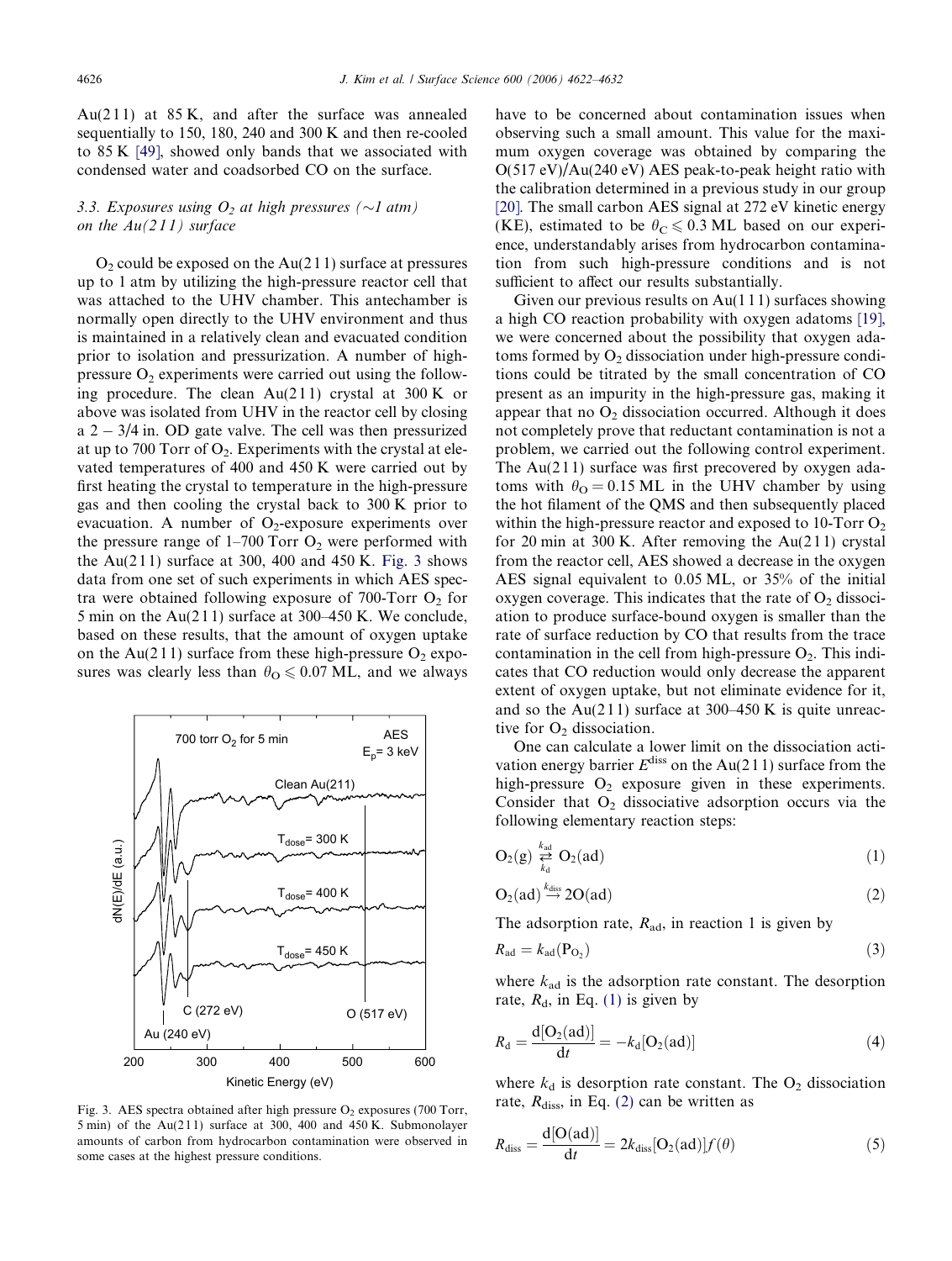Au(211) at 85 K, and after the surface was annealed sequentially to 150, 180, 240 and 300 K and then re-cooled to 85 K [49], showed only bands that we associated with condensed water and coadsorbed CO on the surface.

### 3.3. Exposures using $O_2$ at high pressures (∼1 atm) on the Au(211) surface

$O_2$ could be exposed on the Au(211) surface at pressures up to 1 atm by utilizing the high-pressure reactor cell that was attached to the UHV chamber. This antechamber is normally open directly to the UHV environment and thus is maintained in a relatively clean and evacuated condition prior to isolation and pressurization. A number of high-pressure $O_2$ experiments were carried out using the following procedure. The clean Au(211) crystal at 300 K or above was isolated from UHV in the reactor cell by closing a 2 − 3/4 in. OD gate valve. The cell was then pressurized at up to 700 Torr of $O_2$. Experiments with the crystal at elevated temperatures of 400 and 450 K were carried out by first heating the crystal to temperature in the high-pressure gas and then cooling the crystal back to 300 K prior to evacuation. A number of $O_2$-exposure experiments over the pressure range of 1–700 Torr $O_2$ were performed with the Au(211) surface at 300, 400 and 450 K. Fig. 3 shows data from one set of such experiments in which AES spectra were obtained following exposure of 700-Torr $O_2$ for 5 min on the Au(211) surface at 300–450 K. We conclude, based on these results, that the amount of oxygen uptake on the Au(211) surface from these high-pressure $O_2$ exposures was clearly less than $\theta_O \leqslant 0.07$ ML, and we always have to be concerned about contamination issues when observing such a small amount. This value for the maximum oxygen coverage was obtained by comparing the O(517 eV)/Au(240 eV) AES peak-to-peak height ratio with the calibration determined in a previous study in our group [20]. The small carbon AES signal at 272 eV kinetic energy (KE), estimated to be $\theta_C \leqslant 0.3$ ML based on our experience, understandably arises from hydrocarbon contamination from such high-pressure conditions and is not sufficient to affect our results substantially.

Fig. 3. AES spectra obtained after high pressure $O_2$ exposures (700 Torr, 5 min) of the Au(211) surface at 300, 400 and 450 K. Submonolayer amounts of carbon from hydrocarbon contamination were observed in some cases at the highest pressure conditions.

Given our previous results on Au(111) surfaces showing a high CO reaction probability with oxygen adatoms [19], we were concerned about the possibility that oxygen adatoms formed by $O_2$ dissociation under high-pressure conditions could be titrated by the small concentration of CO present as an impurity in the high-pressure gas, making it appear that no $O_2$ dissociation occurred. Although it does not completely prove that reductant contamination is not a problem, we carried out the following control experiment. The Au(211) surface was first precovered by oxygen adatoms with $\theta_O = 0.15$ ML in the UHV chamber by using the hot filament of the QMS and then subsequently placed within the high-pressure reactor and exposed to 10-Torr $O_2$ for 20 min at 300 K. After removing the Au(211) crystal from the reactor cell, AES showed a decrease in the oxygen AES signal equivalent to 0.05 ML, or 35% of the initial oxygen coverage. This indicates that the rate of $O_2$ dissociation to produce surface-bound oxygen is smaller than the rate of surface reduction by CO that results from the trace contamination in the cell from high-pressure $O_2$. This indicates that CO reduction would only decrease the apparent extent of oxygen uptake, but not eliminate evidence for it, and so the Au(211) surface at 300–450 K is quite unreactive for $O_2$ dissociation.

One can calculate a lower limit on the dissociation activation energy barrier $E^{\text{diss}}$ on the Au(211) surface from the high-pressure $O_2$ exposure given in these experiments. Consider that $O_2$ dissociative adsorption occurs via the following elementary reaction steps:

$$O_2(g) \underset{k_d}{\overset{k_{ad}}{\rightleftarrows}} O_2(ad) \tag{1}$$

$$O_2(ad) \overset{k_{diss}}{\rightarrow} 2O(ad) \tag{2}$$

The adsorption rate, $R_{ad}$, in reaction 1 is given by

$$R_{ad} = k_{ad}(P_{O_2}) \tag{3}$$

where $k_{ad}$ is the adsorption rate constant. The desorption rate, $R_d$, in Eq. (1) is given by

$$R_d = \frac{d[O_2(ad)]}{dt} = -k_d[O_2(ad)] \tag{4}$$

where $k_d$ is desorption rate constant. The $O_2$ dissociation rate, $R_{diss}$, in Eq. (2) can be written as

$$R_{diss} = \frac{d[O(ad)]}{dt} = 2k_{diss}[O_2(ad)]f(\theta) \tag{5}$$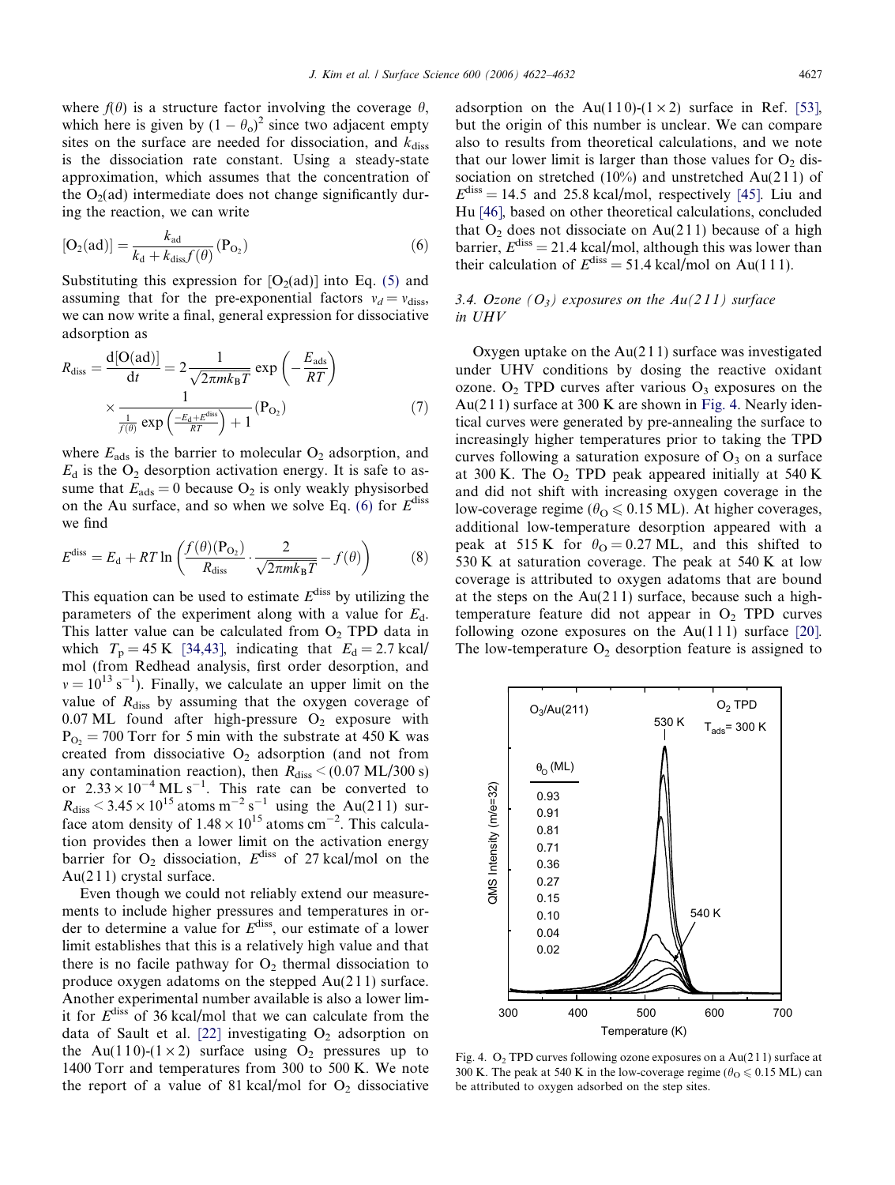where $f(\theta)$ is a structure factor involving the coverage $\theta$, which here is given by $(1-\theta_o)^2$ since two adjacent empty sites on the surface are needed for dissociation, and $k_{diss}$ is the dissociation rate constant. Using a steady-state approximation, which assumes that the concentration of the $O_2$(ad) intermediate does not change significantly during the reaction, we can write

$$[O_2(\text{ad})] = \frac{k_{ad}}{k_d + k_{diss}f(\theta)}(P_{O_2}) \tag{6}$$

Substituting this expression for $[O_2(\text{ad})]$ into Eq. (5) and assuming that for the pre-exponential factors $v_d = v_{diss}$, we can now write a final, general expression for dissociative adsorption as

$$R_{diss} = \frac{d[O(\text{ad})]}{dt} = 2\frac{1}{\sqrt{2\pi m k_B T}}\exp\left(-\frac{E_{ads}}{RT}\right) \times \frac{1}{\frac{1}{f(\theta)}\exp\left(\frac{-E_d+E^{diss}}{RT}\right)+1}(P_{O_2}) \tag{7}$$

where $E_{ads}$ is the barrier to molecular $O_2$ adsorption, and $E_d$ is the $O_2$ desorption activation energy. It is safe to assume that $E_{ads} = 0$ because $O_2$ is only weakly physisorbed on the Au surface, and so when we solve Eq. (6) for $E^{diss}$ we find

$$E^{diss} = E_d + RT\ln\left(\frac{f(\theta)(P_{O_2})}{R_{diss}}\cdot\frac{2}{\sqrt{2\pi m k_B T}} - f(\theta)\right) \tag{8}$$

This equation can be used to estimate $E^{diss}$ by utilizing the parameters of the experiment along with a value for $E_d$. This latter value can be calculated from $O_2$ TPD data in which $T_p = 45$ K [34,43], indicating that $E_d = 2.7$ kcal/mol (from Redhead analysis, first order desorption, and $v = 10^{13}$ s$^{-1}$). Finally, we calculate an upper limit on the value of $R_{diss}$ by assuming that the oxygen coverage of 0.07 ML found after high-pressure $O_2$ exposure with $P_{O_2} = 700$ Torr for 5 min with the substrate at 450 K was created from dissociative $O_2$ adsorption (and not from any contamination reaction), then $R_{diss} < (0.07\ \text{ML}/300\ \text{s})$ or $2.33 \times 10^{-4}$ ML s$^{-1}$. This rate can be converted to $R_{diss} < 3.45 \times 10^{15}$ atoms m$^{-2}$ s$^{-1}$ using the Au(211) surface atom density of $1.48 \times 10^{15}$ atoms cm$^{-2}$. This calculation provides then a lower limit on the activation energy barrier for $O_2$ dissociation, $E^{diss}$ of 27 kcal/mol on the Au(211) crystal surface.

Even though we could not reliably extend our measurements to include higher pressures and temperatures in order to determine a value for $E^{diss}$, our estimate of a lower limit establishes that this is a relatively high value and that there is no facile pathway for $O_2$ thermal dissociation to produce oxygen adatoms on the stepped Au(211) surface. Another experimental number available is also a lower limit for $E^{diss}$ of 36 kcal/mol that we can calculate from the data of Sault et al. [22] investigating $O_2$ adsorption on the Au(110)-(1 × 2) surface using $O_2$ pressures up to 1400 Torr and temperatures from 300 to 500 K. We note the report of a value of 81 kcal/mol for $O_2$ dissociative adsorption on the Au(110)-(1 × 2) surface in Ref. [53], but the origin of this number is unclear. We can compare also to results from theoretical calculations, and we note that our lower limit is larger than those values for $O_2$ dissociation on stretched (10%) and unstretched Au(211) of $E^{diss} = 14.5$ and 25.8 kcal/mol, respectively [45]. Liu and Hu [46], based on other theoretical calculations, concluded that $O_2$ does not dissociate on Au(211) because of a high barrier, $E^{diss} = 21.4$ kcal/mol, although this was lower than their calculation of $E^{diss} = 51.4$ kcal/mol on Au(111).

### 3.4. Ozone ($O_3$) exposures on the Au(211) surface in UHV

Oxygen uptake on the Au(211) surface was investigated under UHV conditions by dosing the reactive oxidant ozone. $O_2$ TPD curves after various $O_3$ exposures on the Au(211) surface at 300 K are shown in Fig. 4. Nearly identical curves were generated by pre-annealing the surface to increasingly higher temperatures prior to taking the TPD curves following a saturation exposure of $O_3$ on a surface at 300 K. The $O_2$ TPD peak appeared initially at 540 K and did not shift with increasing oxygen coverage in the low-coverage regime ($\theta_O \leqslant 0.15$ ML). At higher coverages, additional low-temperature desorption appeared with a peak at 515 K for $\theta_O = 0.27$ ML, and this shifted to 530 K at saturation coverage. The peak at 540 K at low coverage is attributed to oxygen adatoms that are bound at the steps on the Au(211) surface, because such a high-temperature feature did not appear in $O_2$ TPD curves following ozone exposures on the Au(111) surface [20]. The low-temperature $O_2$ desorption feature is assigned to

Fig. 4. $O_2$ TPD curves following ozone exposures on a Au(211) surface at 300 K. The peak at 540 K in the low-coverage regime ($\theta_O \leqslant 0.15$ ML) can be attributed to oxygen adsorbed on the step sites.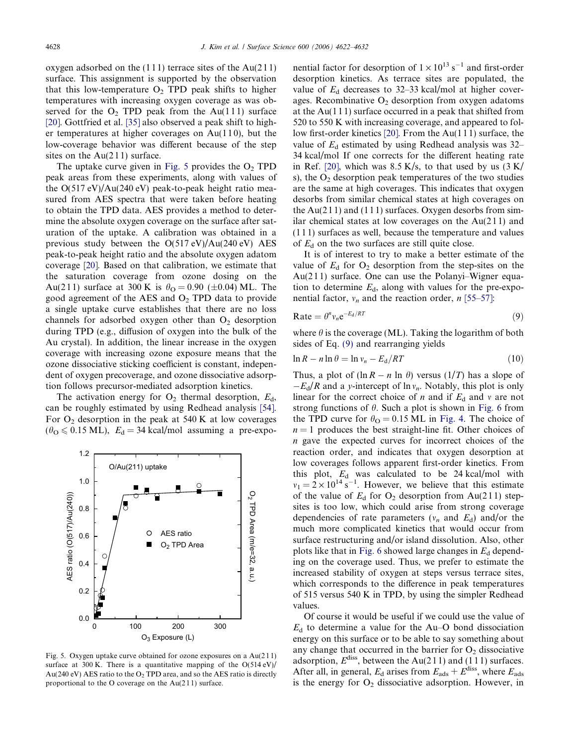oxygen adsorbed on the (111) terrace sites of the Au(211) surface. This assignment is supported by the observation that this low-temperature $O_2$ TPD peak shifts to higher temperatures with increasing oxygen coverage as was observed for the $O_2$ TPD peak from the Au(111) surface [20]. Gottfried et al. [35] also observed a peak shift to higher temperatures at higher coverages on Au(110), but the low-coverage behavior was different because of the step sites on the Au(211) surface.

The uptake curve given in Fig. 5 provides the $O_2$ TPD peak areas from these experiments, along with values of the O(517 eV)/Au(240 eV) peak-to-peak height ratio measured from AES spectra that were taken before heating to obtain the TPD data. AES provides a method to determine the absolute oxygen coverage on the surface after saturation of the uptake. A calibration was obtained in a previous study between the O(517 eV)/Au(240 eV) AES peak-to-peak height ratio and the absolute oxygen adatom coverage [20]. Based on that calibration, we estimate that the saturation coverage from ozone dosing on the Au(211) surface at 300 K is $\theta_O = 0.90$ ($\pm 0.04$) ML. The good agreement of the AES and $O_2$ TPD data to provide a single uptake curve establishes that there are no loss channels for adsorbed oxygen other than $O_2$ desorption during TPD (e.g., diffusion of oxygen into the bulk of the Au crystal). In addition, the linear increase in the oxygen coverage with increasing ozone exposure means that the ozone dissociative sticking coefficient is constant, independent of oxygen precoverage, and ozone dissociative adsorption follows precursor-mediated adsorption kinetics.

The activation energy for $O_2$ thermal desorption, $E_d$, can be roughly estimated by using Redhead analysis [54]. For $O_2$ desorption in the peak at 540 K at low coverages ($\theta_O \leqslant 0.15$ ML), $E_d = 34$ kcal/mol assuming a pre-exponential factor for desorption of $1 \times 10^{13}$ s$^{-1}$ and first-order desorption kinetics. As terrace sites are populated, the value of $E_d$ decreases to 32–33 kcal/mol at higher coverages. Recombinative $O_2$ desorption from oxygen adatoms at the Au(111) surface occurred in a peak that shifted from 520 to 550 K with increasing coverage, and appeared to follow first-order kinetics [20]. From the Au(111) surface, the value of $E_d$ estimated by using Redhead analysis was 32–34 kcal/mol If one corrects for the different heating rate in Ref. [20], which was 8.5 K/s, to that used by us (3 K/s), the $O_2$ desorption peak temperatures of the two studies are the same at high coverages. This indicates that oxygen desorbs from similar chemical states at high coverages on the Au(211) and (111) surfaces. Oxygen desorbs from similar chemical states at low coverages on the Au(211) and (111) surfaces as well, because the temperature and values of $E_d$ on the two surfaces are still quite close.

Fig. 5. Oxygen uptake curve obtained for ozone exposures on a Au(211) surface at 300 K. There is a quantitative mapping of the O(514 eV)/Au(240 eV) AES ratio to the $O_2$ TPD area, and so the AES ratio is directly proportional to the O coverage on the Au(211) surface.

It is of interest to try to make a better estimate of the value of $E_d$ for $O_2$ desorption from the step-sites on the Au(211) surface. One can use the Polanyi–Wigner equation to determine $E_d$, along with values for the pre-exponential factor, $v_n$ and the reaction order, $n$ [55–57]:

$$\text{Rate} = \theta^n v_n e^{-E_d/RT} \tag{9}$$

where $\theta$ is the coverage (ML). Taking the logarithm of both sides of Eq. (9) and rearranging yields

$$\ln R - n \ln \theta = \ln v_n - E_d/RT \tag{10}$$

Thus, a plot of ($\ln R - n \ln \theta$) versus ($1/T$) has a slope of $-E_d/R$ and a $y$-intercept of $\ln v_n$. Notably, this plot is only linear for the correct choice of $n$ and if $E_d$ and $v$ are not strong functions of $\theta$. Such a plot is shown in Fig. 6 from the TPD curve for $\theta_O = 0.15$ ML in Fig. 4. The choice of $n = 1$ produces the best straight-line fit. Other choices of $n$ gave the expected curves for incorrect choices of the reaction order, and indicates that oxygen desorption at low coverages follows apparent first-order kinetics. From this plot, $E_d$ was calculated to be 24 kcal/mol with $v_1 = 2 \times 10^{14}$ s$^{-1}$. However, we believe that this estimate of the value of $E_d$ for $O_2$ desorption from Au(211) step-sites is too low, which could arise from strong coverage dependencies of rate parameters ($v_n$ and $E_d$) and/or the much more complicated kinetics that would occur from surface restructuring and/or island dissolution. Also, other plots like that in Fig. 6 showed large changes in $E_d$ depending on the coverage used. Thus, we prefer to estimate the increased stability of oxygen at steps versus terrace sites, which corresponds to the difference in peak temperatures of 515 versus 540 K in TPD, by using the simpler Redhead values.

Of course it would be useful if we could use the value of $E_d$ to determine a value for the Au–O bond dissociation energy on this surface or to be able to say something about any change that occurred in the barrier for $O_2$ dissociative adsorption, $E^{\text{diss}}$, between the Au(211) and (111) surfaces. After all, in general, $E_d$ arises from $E_{\text{ads}} + E^{\text{diss}}$, where $E_{\text{ads}}$ is the energy for $O_2$ dissociative adsorption. However, in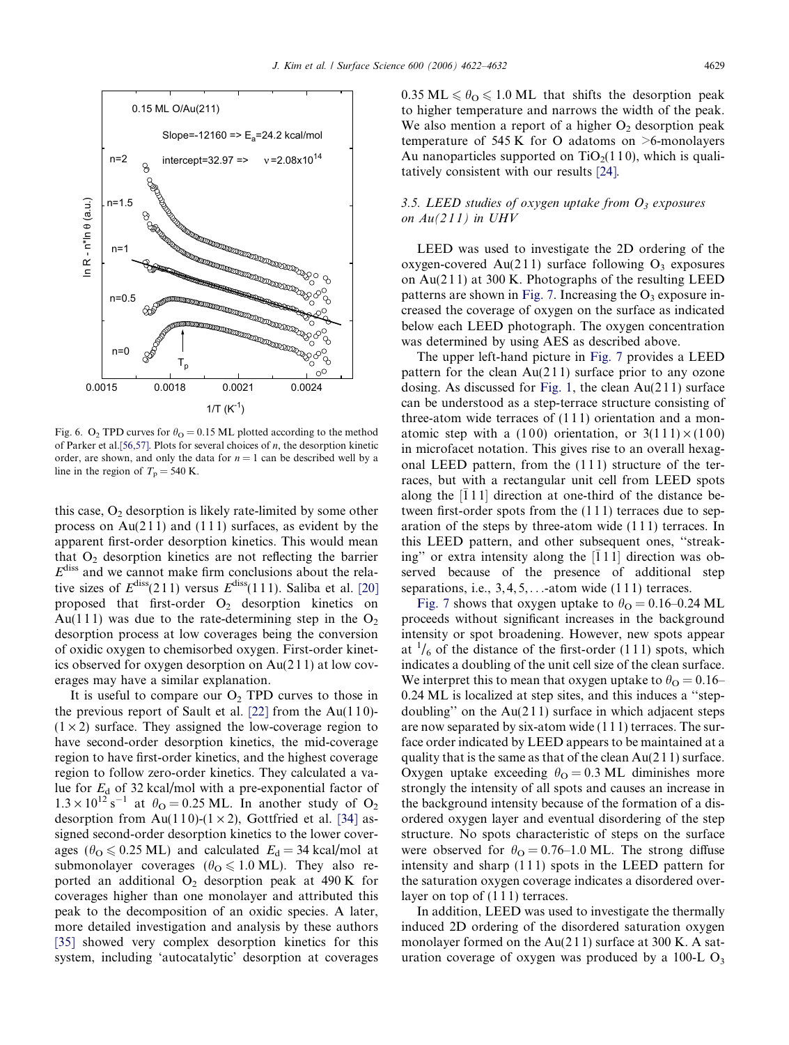Fig. 6. $O_2$ TPD curves for $\theta_O = 0.15$ ML plotted according to the method of Parker et al.[56,57]. Plots for several choices of $n$, the desorption kinetic order, are shown, and only the data for $n = 1$ can be described well by a line in the region of $T_p = 540$ K.

this case, $O_2$ desorption is likely rate-limited by some other process on Au(211) and (111) surfaces, as evident by the apparent first-order desorption kinetics. This would mean that $O_2$ desorption kinetics are not reflecting the barrier $E^{diss}$ and we cannot make firm conclusions about the relative sizes of $E^{diss}(211)$ versus $E^{diss}(111)$. Saliba et al. [20] proposed that first-order $O_2$ desorption kinetics on Au(111) was due to the rate-determining step in the $O_2$ desorption process at low coverages being the conversion of oxidic oxygen to chemisorbed oxygen. First-order kinetics observed for oxygen desorption on Au(211) at low coverages may have a similar explanation.

It is useful to compare our $O_2$ TPD curves to those in the previous report of Sault et al. [22] from the Au(110)-(1 × 2) surface. They assigned the low-coverage region to have second-order desorption kinetics, the mid-coverage region to have first-order kinetics, and the highest coverage region to follow zero-order kinetics. They calculated a value for $E_d$ of 32 kcal/mol with a pre-exponential factor of $1.3 \times 10^{12}$ s$^{-1}$ at $\theta_O = 0.25$ ML. In another study of $O_2$ desorption from Au(110)-(1 × 2), Gottfried et al. [34] assigned second-order desorption kinetics to the lower coverages ($\theta_O \leqslant 0.25$ ML) and calculated $E_d = 34$ kcal/mol at submonolayer coverages ($\theta_O \leqslant 1.0$ ML). They also reported an additional $O_2$ desorption peak at 490 K for coverages higher than one monolayer and attributed this peak to the decomposition of an oxidic species. A later, more detailed investigation and analysis by these authors [35] showed very complex desorption kinetics for this system, including 'autocatalytic' desorption at coverages $0.35 \text{ ML} \leqslant \theta_O \leqslant 1.0$ ML that shifts the desorption peak to higher temperature and narrows the width of the peak. We also mention a report of a higher $O_2$ desorption peak temperature of 545 K for O adatoms on >6-monolayers Au nanoparticles supported on $TiO_2(110)$, which is qualitatively consistent with our results [24].

### 3.5. LEED studies of oxygen uptake from $O_3$ exposures on Au(211) in UHV

LEED was used to investigate the 2D ordering of the oxygen-covered Au(211) surface following $O_3$ exposures on Au(211) at 300 K. Photographs of the resulting LEED patterns are shown in Fig. 7. Increasing the $O_3$ exposure increased the coverage of oxygen on the surface as indicated below each LEED photograph. The oxygen concentration was determined by using AES as described above.

The upper left-hand picture in Fig. 7 provides a LEED pattern for the clean Au(211) surface prior to any ozone dosing. As discussed for Fig. 1, the clean Au(211) surface can be understood as a step-terrace structure consisting of three-atom wide terraces of (111) orientation and a monatomic step with a (100) orientation, or 3(111) × (100) in microfacet notation. This gives rise to an overall hexagonal LEED pattern, from the (111) structure of the terraces, but with a rectangular unit cell from LEED spots along the $[\bar{1}11]$ direction at one-third of the distance between first-order spots from the (111) terraces due to separation of the steps by three-atom wide (111) terraces. In this LEED pattern, and other subsequent ones, ''streaking'' or extra intensity along the $[\bar{1}11]$ direction was observed because of the presence of additional step separations, i.e., 3, 4, 5, ...-atom wide (111) terraces.

Fig. 7 shows that oxygen uptake to $\theta_O = 0.16$–0.24 ML proceeds without significant increases in the background intensity or spot broadening. However, new spots appear at $^1/_6$ of the distance of the first-order (111) spots, which indicates a doubling of the unit cell size of the clean surface. We interpret this to mean that oxygen uptake to $\theta_O = 0.16$–0.24 ML is localized at step sites, and this induces a ''step-doubling'' on the Au(211) surface in which adjacent steps are now separated by six-atom wide (111) terraces. The surface order indicated by LEED appears to be maintained at a quality that is the same as that of the clean Au(211) surface. Oxygen uptake exceeding $\theta_O = 0.3$ ML diminishes more strongly the intensity of all spots and causes an increase in the background intensity because of the formation of a disordered oxygen layer and eventual disordering of the step structure. No spots characteristic of steps on the surface were observed for $\theta_O = 0.76$–1.0 ML. The strong diffuse intensity and sharp (111) spots in the LEED pattern for the saturation oxygen coverage indicates a disordered overlayer on top of (111) terraces.

In addition, LEED was used to investigate the thermally induced 2D ordering of the disordered saturation oxygen monolayer formed on the Au(211) surface at 300 K. A saturation coverage of oxygen was produced by a 100-L $O_3$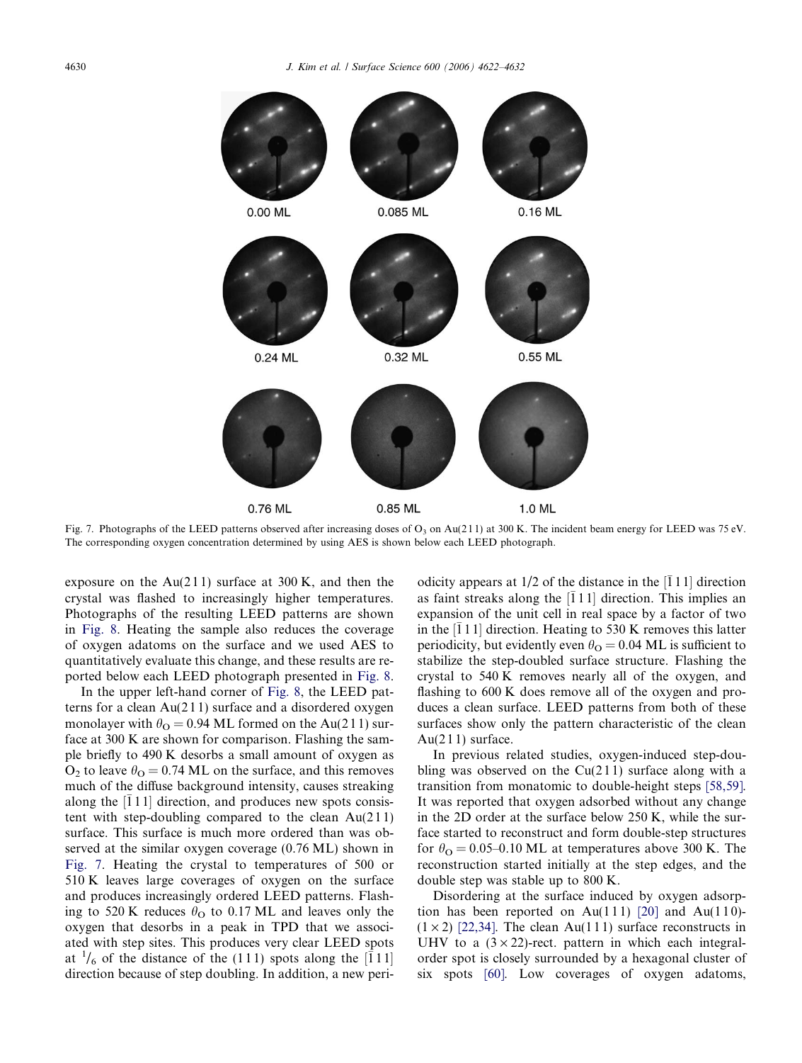0.00 ML 0.085 ML 0.16 ML

0.24 ML 0.32 ML 0.55 ML

0.76 ML 0.85 ML 1.0 ML

Fig. 7. Photographs of the LEED patterns observed after increasing doses of $O_3$ on Au(211) at 300 K. The incident beam energy for LEED was 75 eV. The corresponding oxygen concentration determined by using AES is shown below each LEED photograph.

exposure on the Au(211) surface at 300 K, and then the crystal was flashed to increasingly higher temperatures. Photographs of the resulting LEED patterns are shown in Fig. 8. Heating the sample also reduces the coverage of oxygen adatoms on the surface and we used AES to quantitatively evaluate this change, and these results are reported below each LEED photograph presented in Fig. 8.

In the upper left-hand corner of Fig. 8, the LEED patterns for a clean Au(211) surface and a disordered oxygen monolayer with $\theta_O = 0.94$ ML formed on the Au(211) surface at 300 K are shown for comparison. Flashing the sample briefly to 490 K desorbs a small amount of oxygen as $O_2$ to leave $\theta_O = 0.74$ ML on the surface, and this removes much of the diffuse background intensity, causes streaking along the $[\bar{1}11]$ direction, and produces new spots consistent with step-doubling compared to the clean Au(211) surface. This surface is much more ordered than was observed at the similar oxygen coverage (0.76 ML) shown in Fig. 7. Heating the crystal to temperatures of 500 or 510 K leaves large coverages of oxygen on the surface and produces increasingly ordered LEED patterns. Flashing to 520 K reduces $\theta_O$ to 0.17 ML and leaves only the oxygen that desorbs in a peak in TPD that we associated with step sites. This produces very clear LEED spots at $^1/_6$ of the distance of the (111) spots along the $[\bar{1}11]$ direction because of step doubling. In addition, a new periodicity appears at 1/2 of the distance in the $[\bar{1}11]$ direction as faint streaks along the $[\bar{1}11]$ direction. This implies an expansion of the unit cell in real space by a factor of two in the $[\bar{1}11]$ direction. Heating to 530 K removes this latter periodicity, but evidently even $\theta_O = 0.04$ ML is sufficient to stabilize the step-doubled surface structure. Flashing the crystal to 540 K removes nearly all of the oxygen, and flashing to 600 K does remove all of the oxygen and produces a clean surface. LEED patterns from both of these surfaces show only the pattern characteristic of the clean Au(211) surface.

In previous related studies, oxygen-induced step-doubling was observed on the Cu(211) surface along with a transition from monatomic to double-height steps [58,59]. It was reported that oxygen adsorbed without any change in the 2D order at the surface below 250 K, while the surface started to reconstruct and form double-step structures for $\theta_O = 0.05$–$0.10$ ML at temperatures above 300 K. The reconstruction started initially at the step edges, and the double step was stable up to 800 K.

Disordering at the surface induced by oxygen adsorption has been reported on Au(111) [20] and Au(110)-$(1\times2)$ [22,34]. The clean Au(111) surface reconstructs in UHV to a $(3\times22)$-rect. pattern in which each integral-order spot is closely surrounded by a hexagonal cluster of six spots [60]. Low coverages of oxygen adatoms,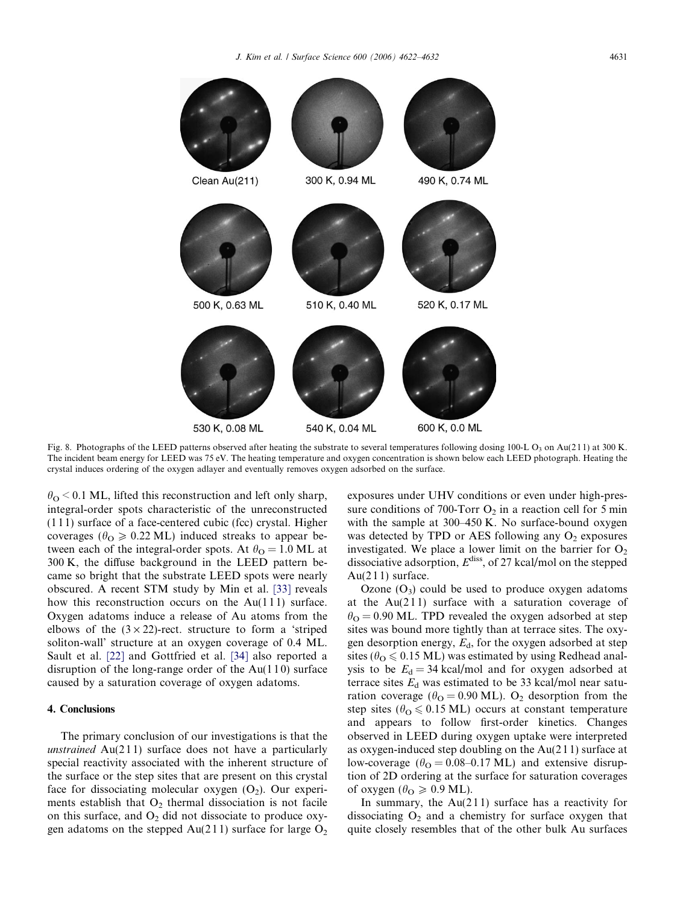Fig. 8. Photographs of the LEED patterns observed after heating the substrate to several temperatures following dosing 100-L $O_3$ on Au(211) at 300 K. The incident beam energy for LEED was 75 eV. The heating temperature and oxygen concentration is shown below each LEED photograph. Heating the crystal induces ordering of the oxygen adlayer and eventually removes oxygen adsorbed on the surface.

$\theta_O < 0.1$ ML, lifted this reconstruction and left only sharp, integral-order spots characteristic of the unreconstructed (111) surface of a face-centered cubic (fcc) crystal. Higher coverages ($\theta_O \geq 0.22$ ML) induced streaks to appear between each of the integral-order spots. At $\theta_O = 1.0$ ML at 300 K, the diffuse background in the LEED pattern became so bright that the substrate LEED spots were nearly obscured. A recent STM study by Min et al. [33] reveals how this reconstruction occurs on the Au(111) surface. Oxygen adatoms induce a release of Au atoms from the elbows of the $(3 \times 22)$-rect. structure to form a 'striped soliton-wall' structure at an oxygen coverage of 0.4 ML. Sault et al. [22] and Gottfried et al. [34] also reported a disruption of the long-range order of the Au(110) surface caused by a saturation coverage of oxygen adatoms.

## 4. Conclusions

The primary conclusion of our investigations is that the *unstrained* Au(211) surface does not have a particularly special reactivity associated with the inherent structure of the surface or the step sites that are present on this crystal face for dissociating molecular oxygen ($O_2$). Our experiments establish that $O_2$ thermal dissociation is not facile on this surface, and $O_2$ did not dissociate to produce oxygen adatoms on the stepped Au(211) surface for large $O_2$ exposures under UHV conditions or even under high-pressure conditions of 700-Torr $O_2$ in a reaction cell for 5 min with the sample at 300–450 K. No surface-bound oxygen was detected by TPD or AES following any $O_2$ exposures investigated. We place a lower limit on the barrier for $O_2$ dissociative adsorption, $E^{diss}$, of 27 kcal/mol on the stepped Au(211) surface.

Ozone ($O_3$) could be used to produce oxygen adatoms at the Au(211) surface with a saturation coverage of $\theta_O = 0.90$ ML. TPD revealed the oxygen adsorbed at step sites was bound more tightly than at terrace sites. The oxygen desorption energy, $E_d$, for the oxygen adsorbed at step sites ($\theta_O \leq 0.15$ ML) was estimated by using Redhead analysis to be $E_d = 34$ kcal/mol and for oxygen adsorbed at terrace sites $E_d$ was estimated to be 33 kcal/mol near saturation coverage ($\theta_O = 0.90$ ML). $O_2$ desorption from the step sites ($\theta_O \leq 0.15$ ML) occurs at constant temperature and appears to follow first-order kinetics. Changes observed in LEED during oxygen uptake were interpreted as oxygen-induced step doubling on the Au(211) surface at low-coverage ($\theta_O = 0.08$–$0.17$ ML) and extensive disruption of 2D ordering at the surface for saturation coverages of oxygen ($\theta_O \geq 0.9$ ML).

In summary, the Au(211) surface has a reactivity for dissociating $O_2$ and a chemistry for surface oxygen that quite closely resembles that of the other bulk Au surfaces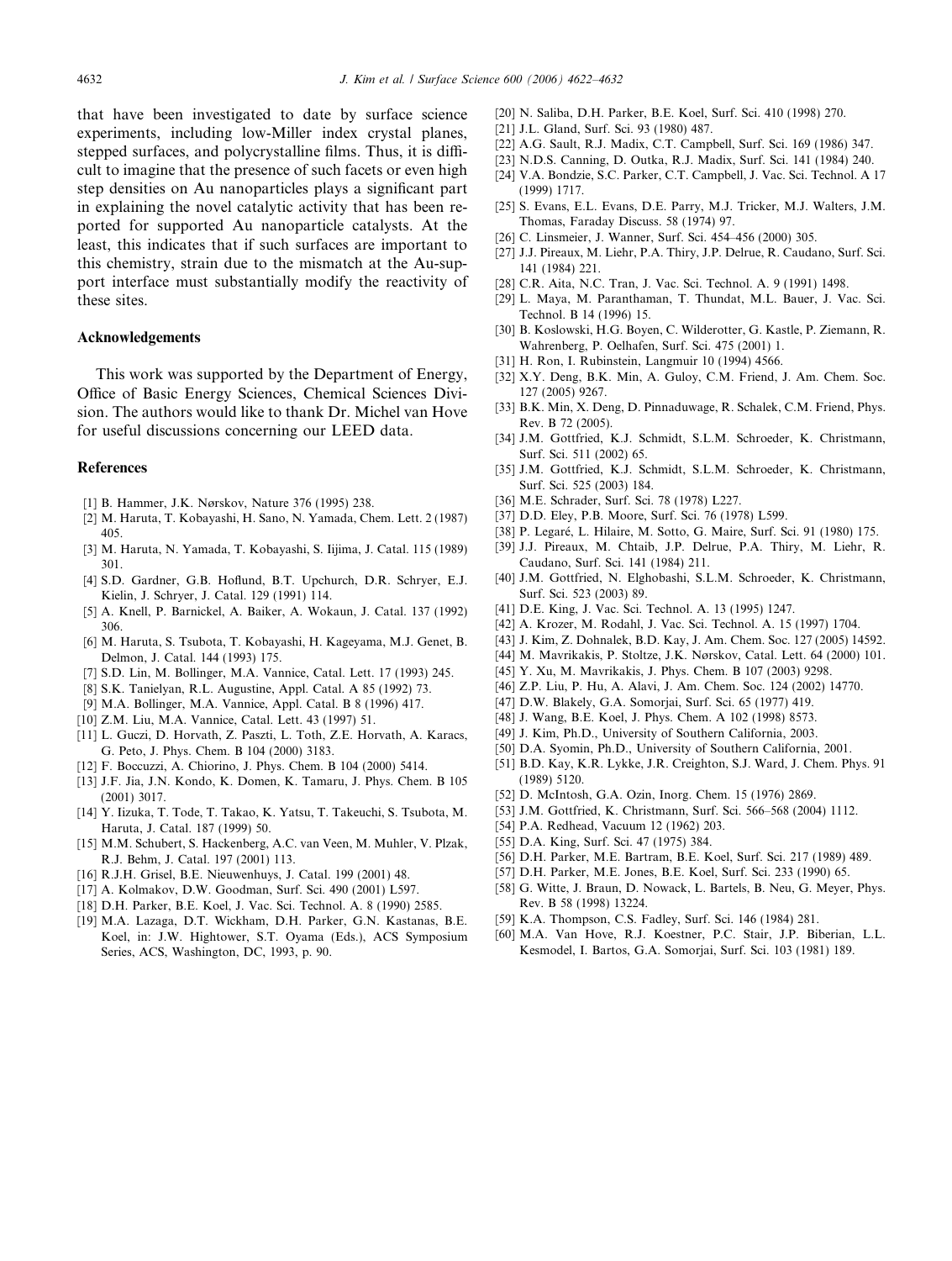that have been investigated to date by surface science experiments, including low-Miller index crystal planes, stepped surfaces, and polycrystalline films. Thus, it is difficult to imagine that the presence of such facets or even high step densities on Au nanoparticles plays a significant part in explaining the novel catalytic activity that has been reported for supported Au nanoparticle catalysts. At the least, this indicates that if such surfaces are important to this chemistry, strain due to the mismatch at the Au-support interface must substantially modify the reactivity of these sites.

## Acknowledgements

This work was supported by the Department of Energy, Office of Basic Energy Sciences, Chemical Sciences Division. The authors would like to thank Dr. Michel van Hove for useful discussions concerning our LEED data.

## References

[1] B. Hammer, J.K. Nørskov, Nature 376 (1995) 238.
[2] M. Haruta, T. Kobayashi, H. Sano, N. Yamada, Chem. Lett. 2 (1987) 405.
[3] M. Haruta, N. Yamada, T. Kobayashi, S. Iijima, J. Catal. 115 (1989) 301.
[4] S.D. Gardner, G.B. Hoflund, B.T. Upchurch, D.R. Schryer, E.J. Kielin, J. Schryer, J. Catal. 129 (1991) 114.
[5] A. Knell, P. Barnickel, A. Baiker, A. Wokaun, J. Catal. 137 (1992) 306.
[6] M. Haruta, S. Tsubota, T. Kobayashi, H. Kageyama, M.J. Genet, B. Delmon, J. Catal. 144 (1993) 175.
[7] S.D. Lin, M. Bollinger, M.A. Vannice, Catal. Lett. 17 (1993) 245.
[8] S.K. Tanielyan, R.L. Augustine, Appl. Catal. A 85 (1992) 73.
[9] M.A. Bollinger, M.A. Vannice, Appl. Catal. B 8 (1996) 417.
[10] Z.M. Liu, M.A. Vannice, Catal. Lett. 43 (1997) 51.
[11] L. Guczi, D. Horvath, Z. Paszti, L. Toth, Z.E. Horvath, A. Karacs, G. Peto, J. Phys. Chem. B 104 (2000) 3183.
[12] F. Boccuzzi, A. Chiorino, J. Phys. Chem. B 104 (2000) 5414.
[13] J.F. Jia, J.N. Kondo, K. Domen, K. Tamaru, J. Phys. Chem. B 105 (2001) 3017.
[14] Y. Iizuka, T. Tode, T. Takao, K. Yatsu, T. Takeuchi, S. Tsubota, M. Haruta, J. Catal. 187 (1999) 50.
[15] M.M. Schubert, S. Hackenberg, A.C. van Veen, M. Muhler, V. Plzak, R.J. Behm, J. Catal. 197 (2001) 113.
[16] R.J.H. Grisel, B.E. Nieuwenhuys, J. Catal. 199 (2001) 48.
[17] A. Kolmakov, D.W. Goodman, Surf. Sci. 490 (2001) L597.
[18] D.H. Parker, B.E. Koel, J. Vac. Sci. Technol. A. 8 (1990) 2585.
[19] M.A. Lazaga, D.T. Wickham, D.H. Parker, G.N. Kastanas, B.E. Koel, in: J.W. Hightower, S.T. Oyama (Eds.), ACS Symposium Series, ACS, Washington, DC, 1993, p. 90.
[20] N. Saliba, D.H. Parker, B.E. Koel, Surf. Sci. 410 (1998) 270.
[21] J.L. Gland, Surf. Sci. 93 (1980) 487.
[22] A.G. Sault, R.J. Madix, C.T. Campbell, Surf. Sci. 169 (1986) 347.
[23] N.D.S. Canning, D. Outka, R.J. Madix, Surf. Sci. 141 (1984) 240.
[24] V.A. Bondzie, S.C. Parker, C.T. Campbell, J. Vac. Sci. Technol. A 17 (1999) 1717.
[25] S. Evans, E.L. Evans, D.E. Parry, M.J. Tricker, M.J. Walters, J.M. Thomas, Faraday Discuss. 58 (1974) 97.
[26] C. Linsmeier, J. Wanner, Surf. Sci. 454–456 (2000) 305.
[27] J.J. Pireaux, M. Liehr, P.A. Thiry, J.P. Delrue, R. Caudano, Surf. Sci. 141 (1984) 221.
[28] C.R. Aita, N.C. Tran, J. Vac. Sci. Technol. A. 9 (1991) 1498.
[29] L. Maya, M. Paranthaman, T. Thundat, M.L. Bauer, J. Vac. Sci. Technol. B 14 (1996) 15.
[30] B. Koslowski, H.G. Boyen, C. Wilderotter, G. Kastle, P. Ziemann, R. Wahrenberg, P. Oelhafen, Surf. Sci. 475 (2001) 1.
[31] H. Ron, I. Rubinstein, Langmuir 10 (1994) 4566.
[32] X.Y. Deng, B.K. Min, A. Guloy, C.M. Friend, J. Am. Chem. Soc. 127 (2005) 9267.
[33] B.K. Min, X. Deng, D. Pinnaduwage, R. Schalek, C.M. Friend, Phys. Rev. B 72 (2005).
[34] J.M. Gottfried, K.J. Schmidt, S.L.M. Schroeder, K. Christmann, Surf. Sci. 511 (2002) 65.
[35] J.M. Gottfried, K.J. Schmidt, S.L.M. Schroeder, K. Christmann, Surf. Sci. 525 (2003) 184.
[36] M.E. Schrader, Surf. Sci. 78 (1978) L227.
[37] D.D. Eley, P.B. Moore, Surf. Sci. 76 (1978) L599.
[38] P. Legaré, L. Hilaire, M. Sotto, G. Maire, Surf. Sci. 91 (1980) 175.
[39] J.J. Pireaux, M. Chtaib, J.P. Delrue, P.A. Thiry, M. Liehr, R. Caudano, Surf. Sci. 141 (1984) 211.
[40] J.M. Gottfried, N. Elghobashi, S.L.M. Schroeder, K. Christmann, Surf. Sci. 523 (2003) 89.
[41] D.E. King, J. Vac. Sci. Technol. A. 13 (1995) 1247.
[42] A. Krozer, M. Rodahl, J. Vac. Sci. Technol. A. 15 (1997) 1704.
[43] J. Kim, Z. Dohnalek, B.D. Kay, J. Am. Chem. Soc. 127 (2005) 14592.
[44] M. Mavrikakis, P. Stoltze, J.K. Nørskov, Catal. Lett. 64 (2000) 101.
[45] Y. Xu, M. Mavrikakis, J. Phys. Chem. B 107 (2003) 9298.
[46] Z.P. Liu, P. Hu, A. Alavi, J. Am. Chem. Soc. 124 (2002) 14770.
[47] D.W. Blakely, G.A. Somorjai, Surf. Sci. 65 (1977) 419.
[48] J. Wang, B.E. Koel, J. Phys. Chem. A 102 (1998) 8573.
[49] J. Kim, Ph.D., University of Southern California, 2003.
[50] D.A. Syomin, Ph.D., University of Southern California, 2001.
[51] B.D. Kay, K.R. Lykke, J.R. Creighton, S.J. Ward, J. Chem. Phys. 91 (1989) 5120.
[52] D. McIntosh, G.A. Ozin, Inorg. Chem. 15 (1976) 2869.
[53] J.M. Gottfried, K. Christmann, Surf. Sci. 566–568 (2004) 1112.
[54] P.A. Redhead, Vacuum 12 (1962) 203.
[55] D.A. King, Surf. Sci. 47 (1975) 384.
[56] D.H. Parker, M.E. Bartram, B.E. Koel, Surf. Sci. 217 (1989) 489.
[57] D.H. Parker, M.E. Jones, B.E. Koel, Surf. Sci. 233 (1990) 65.
[58] G. Witte, J. Braun, D. Nowack, L. Bartels, B. Neu, G. Meyer, Phys. Rev. B 58 (1998) 13224.
[59] K.A. Thompson, C.S. Fadley, Surf. Sci. 146 (1984) 281.
[60] M.A. Van Hove, R.J. Koestner, P.C. Stair, J.P. Biberian, L.L. Kesmodel, I. Bartos, G.A. Somorjai, Surf. Sci. 103 (1981) 189.